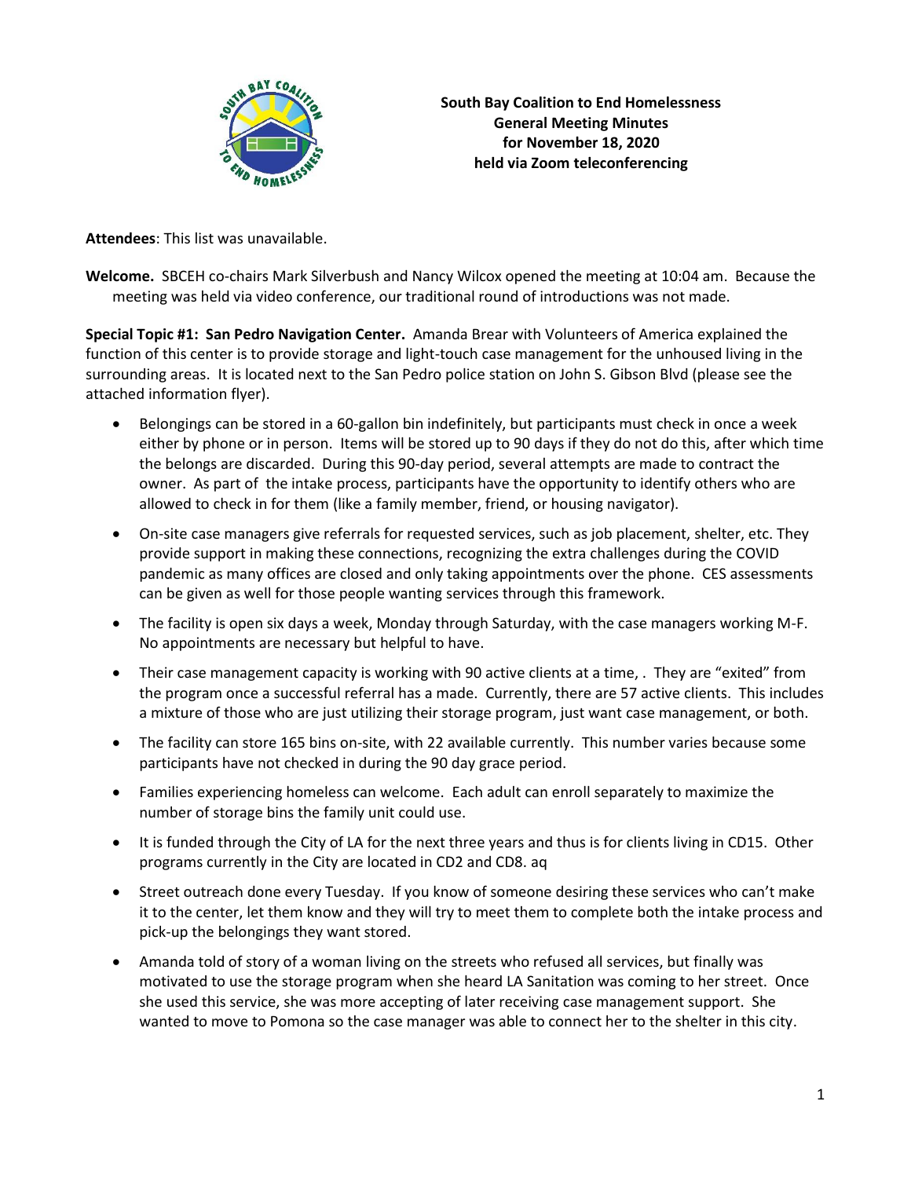**South Bay Coalition to End Homelessness**
**General Meeting Minutes**
**for November 18, 2020**
**held via Zoom teleconferencing**

**Attendees**: This list was unavailable.

**Welcome.** SBCEH co-chairs Mark Silverbush and Nancy Wilcox opened the meeting at 10:04 am. Because the meeting was held via video conference, our traditional round of introductions was not made.

**Special Topic #1: San Pedro Navigation Center.** Amanda Brear with Volunteers of America explained the function of this center is to provide storage and light-touch case management for the unhoused living in the surrounding areas. It is located next to the San Pedro police station on John S. Gibson Blvd (please see the attached information flyer).

- Belongings can be stored in a 60-gallon bin indefinitely, but participants must check in once a week either by phone or in person. Items will be stored up to 90 days if they do not do this, after which time the belongs are discarded. During this 90-day period, several attempts are made to contract the owner. As part of the intake process, participants have the opportunity to identify others who are allowed to check in for them (like a family member, friend, or housing navigator).
- On-site case managers give referrals for requested services, such as job placement, shelter, etc. They provide support in making these connections, recognizing the extra challenges during the COVID pandemic as many offices are closed and only taking appointments over the phone. CES assessments can be given as well for those people wanting services through this framework.
- The facility is open six days a week, Monday through Saturday, with the case managers working M-F. No appointments are necessary but helpful to have.
- Their case management capacity is working with 90 active clients at a time, . They are "exited" from the program once a successful referral has a made. Currently, there are 57 active clients. This includes a mixture of those who are just utilizing their storage program, just want case management, or both.
- The facility can store 165 bins on-site, with 22 available currently. This number varies because some participants have not checked in during the 90 day grace period.
- Families experiencing homeless can welcome. Each adult can enroll separately to maximize the number of storage bins the family unit could use.
- It is funded through the City of LA for the next three years and thus is for clients living in CD15. Other programs currently in the City are located in CD2 and CD8. aq
- Street outreach done every Tuesday. If you know of someone desiring these services who can't make it to the center, let them know and they will try to meet them to complete both the intake process and pick-up the belongings they want stored.
- Amanda told of story of a woman living on the streets who refused all services, but finally was motivated to use the storage program when she heard LA Sanitation was coming to her street. Once she used this service, she was more accepting of later receiving case management support. She wanted to move to Pomona so the case manager was able to connect her to the shelter in this city.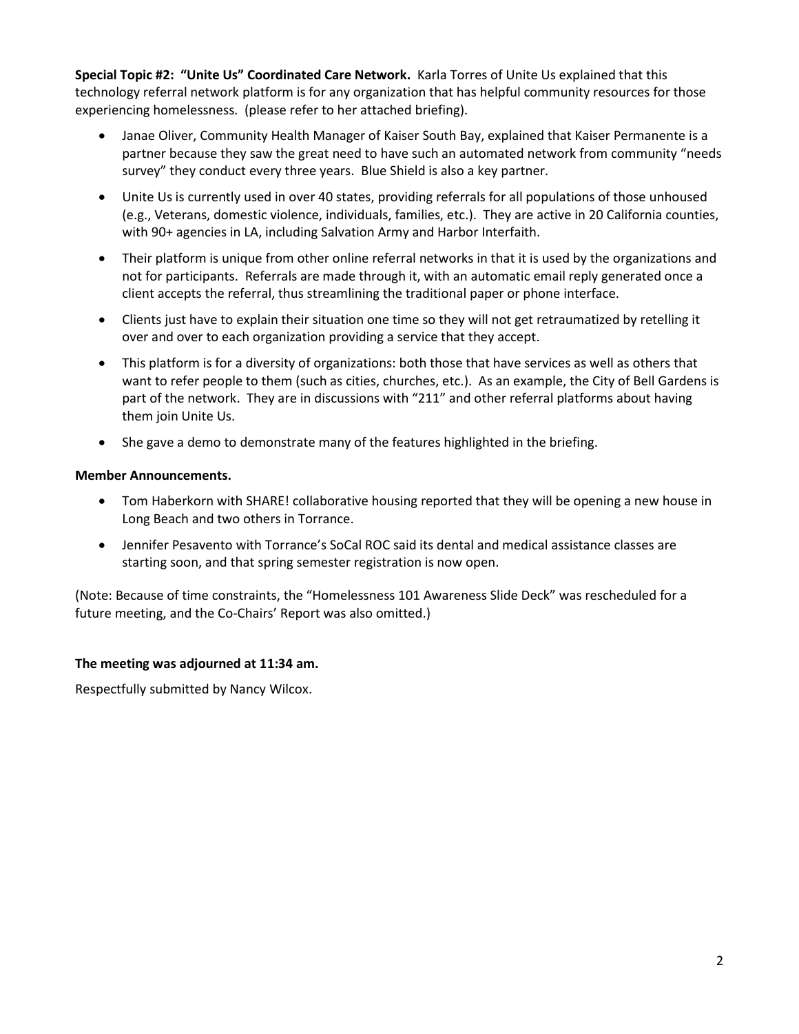**Special Topic #2: "Unite Us" Coordinated Care Network.** Karla Torres of Unite Us explained that this technology referral network platform is for any organization that has helpful community resources for those experiencing homelessness. (please refer to her attached briefing).

- Janae Oliver, Community Health Manager of Kaiser South Bay, explained that Kaiser Permanente is a partner because they saw the great need to have such an automated network from community "needs survey" they conduct every three years. Blue Shield is also a key partner.
- Unite Us is currently used in over 40 states, providing referrals for all populations of those unhoused (e.g., Veterans, domestic violence, individuals, families, etc.). They are active in 20 California counties, with 90+ agencies in LA, including Salvation Army and Harbor Interfaith.
- Their platform is unique from other online referral networks in that it is used by the organizations and not for participants. Referrals are made through it, with an automatic email reply generated once a client accepts the referral, thus streamlining the traditional paper or phone interface.
- Clients just have to explain their situation one time so they will not get retraumatized by retelling it over and over to each organization providing a service that they accept.
- This platform is for a diversity of organizations: both those that have services as well as others that want to refer people to them (such as cities, churches, etc.). As an example, the City of Bell Gardens is part of the network. They are in discussions with "211" and other referral platforms about having them join Unite Us.
- She gave a demo to demonstrate many of the features highlighted in the briefing.

**Member Announcements.**

- Tom Haberkorn with SHARE! collaborative housing reported that they will be opening a new house in Long Beach and two others in Torrance.
- Jennifer Pesavento with Torrance's SoCal ROC said its dental and medical assistance classes are starting soon, and that spring semester registration is now open.

(Note: Because of time constraints, the "Homelessness 101 Awareness Slide Deck" was rescheduled for a future meeting, and the Co-Chairs' Report was also omitted.)

**The meeting was adjourned at 11:34 am.**

Respectfully submitted by Nancy Wilcox.